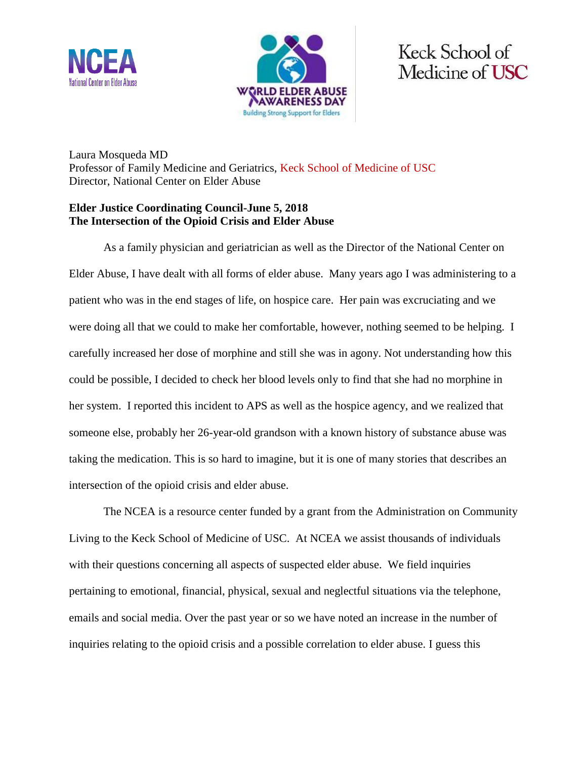Laura Mosqueda MD
Professor of Family Medicine and Geriatrics, Keck School of Medicine of USC
Director, National Center on Elder Abuse

**Elder Justice Coordinating Council-June 5, 2018**
**The Intersection of the Opioid Crisis and Elder Abuse**

As a family physician and geriatrician as well as the Director of the National Center on Elder Abuse, I have dealt with all forms of elder abuse. Many years ago I was administering to a patient who was in the end stages of life, on hospice care. Her pain was excruciating and we were doing all that we could to make her comfortable, however, nothing seemed to be helping. I carefully increased her dose of morphine and still she was in agony. Not understanding how this could be possible, I decided to check her blood levels only to find that she had no morphine in her system. I reported this incident to APS as well as the hospice agency, and we realized that someone else, probably her 26-year-old grandson with a known history of substance abuse was taking the medication. This is so hard to imagine, but it is one of many stories that describes an intersection of the opioid crisis and elder abuse.

The NCEA is a resource center funded by a grant from the Administration on Community Living to the Keck School of Medicine of USC. At NCEA we assist thousands of individuals with their questions concerning all aspects of suspected elder abuse. We field inquiries pertaining to emotional, financial, physical, sexual and neglectful situations via the telephone, emails and social media. Over the past year or so we have noted an increase in the number of inquiries relating to the opioid crisis and a possible correlation to elder abuse. I guess this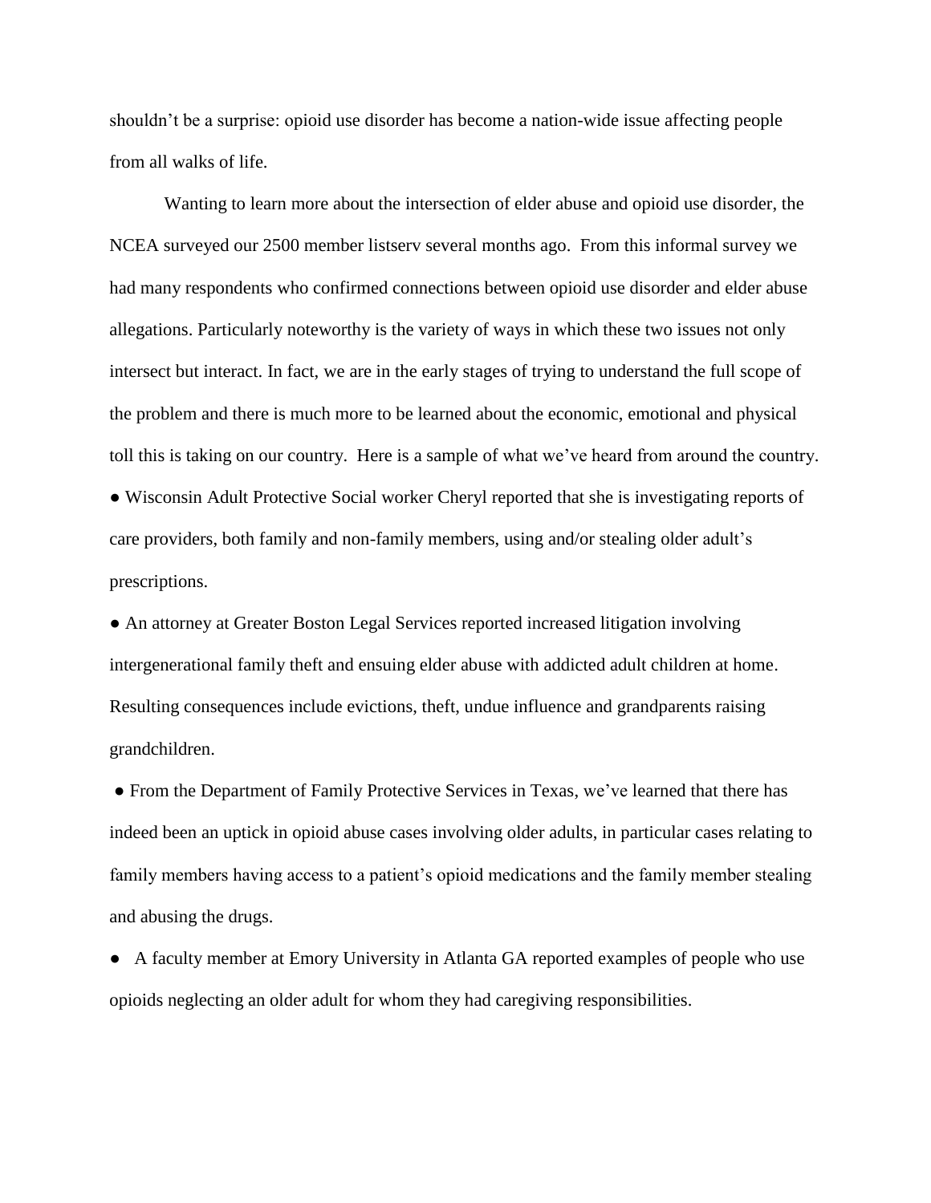shouldn't be a surprise: opioid use disorder has become a nation-wide issue affecting people from all walks of life.

Wanting to learn more about the intersection of elder abuse and opioid use disorder, the NCEA surveyed our 2500 member listserv several months ago. From this informal survey we had many respondents who confirmed connections between opioid use disorder and elder abuse allegations. Particularly noteworthy is the variety of ways in which these two issues not only intersect but interact. In fact, we are in the early stages of trying to understand the full scope of the problem and there is much more to be learned about the economic, emotional and physical toll this is taking on our country. Here is a sample of what we've heard from around the country.

- Wisconsin Adult Protective Social worker Cheryl reported that she is investigating reports of care providers, both family and non-family members, using and/or stealing older adult's prescriptions.
- An attorney at Greater Boston Legal Services reported increased litigation involving intergenerational family theft and ensuing elder abuse with addicted adult children at home. Resulting consequences include evictions, theft, undue influence and grandparents raising grandchildren.
- From the Department of Family Protective Services in Texas, we've learned that there has indeed been an uptick in opioid abuse cases involving older adults, in particular cases relating to family members having access to a patient's opioid medications and the family member stealing and abusing the drugs.
- A faculty member at Emory University in Atlanta GA reported examples of people who use opioids neglecting an older adult for whom they had caregiving responsibilities.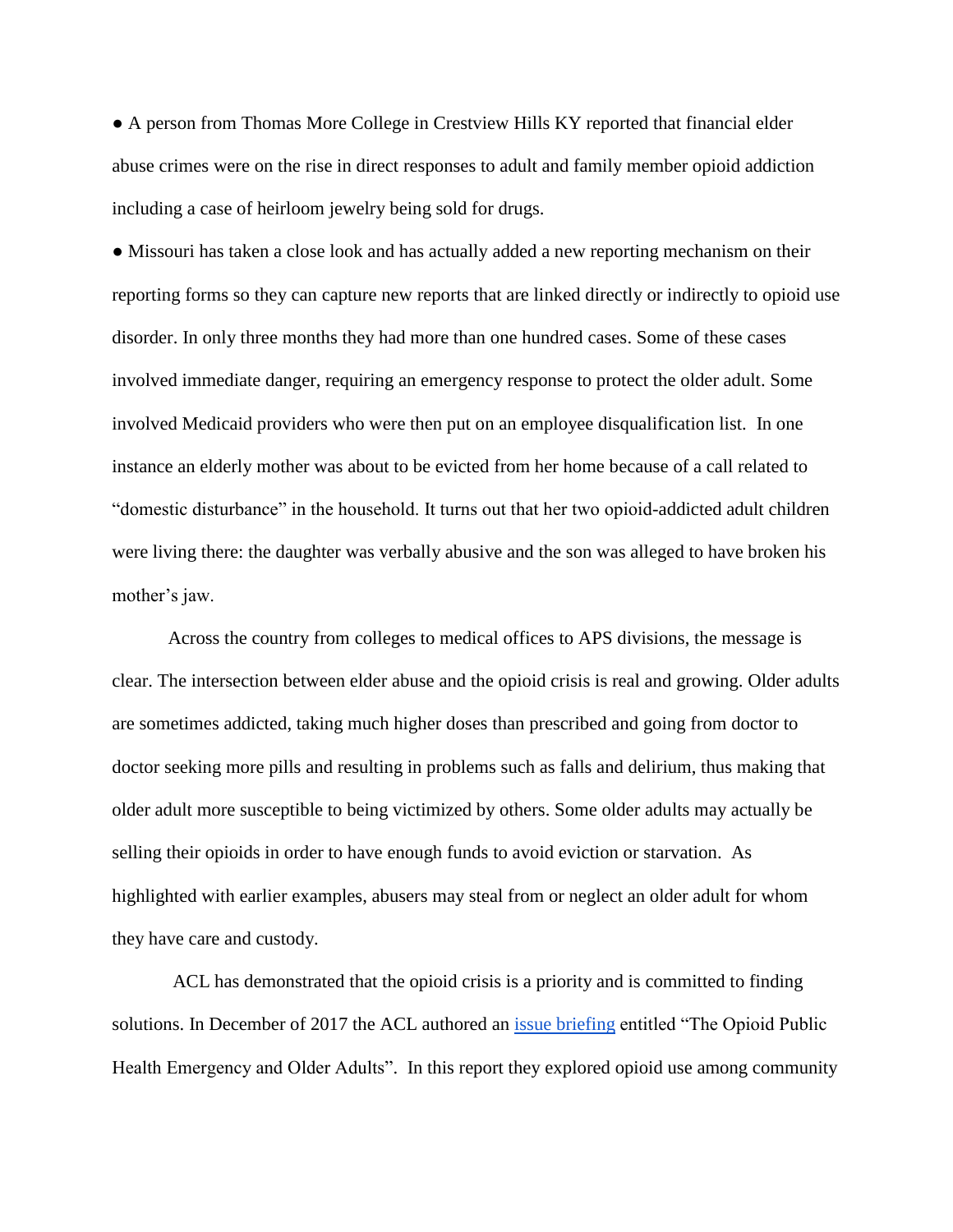- A person from Thomas More College in Crestview Hills KY reported that financial elder abuse crimes were on the rise in direct responses to adult and family member opioid addiction including a case of heirloom jewelry being sold for drugs.
- Missouri has taken a close look and has actually added a new reporting mechanism on their reporting forms so they can capture new reports that are linked directly or indirectly to opioid use disorder. In only three months they had more than one hundred cases. Some of these cases involved immediate danger, requiring an emergency response to protect the older adult. Some involved Medicaid providers who were then put on an employee disqualification list. In one instance an elderly mother was about to be evicted from her home because of a call related to "domestic disturbance" in the household. It turns out that her two opioid-addicted adult children were living there: the daughter was verbally abusive and the son was alleged to have broken his mother's jaw.

Across the country from colleges to medical offices to APS divisions, the message is clear. The intersection between elder abuse and the opioid crisis is real and growing. Older adults are sometimes addicted, taking much higher doses than prescribed and going from doctor to doctor seeking more pills and resulting in problems such as falls and delirium, thus making that older adult more susceptible to being victimized by others. Some older adults may actually be selling their opioids in order to have enough funds to avoid eviction or starvation. As highlighted with earlier examples, abusers may steal from or neglect an older adult for whom they have care and custody.

ACL has demonstrated that the opioid crisis is a priority and is committed to finding solutions. In December of 2017 the ACL authored an issue briefing entitled "The Opioid Public Health Emergency and Older Adults". In this report they explored opioid use among community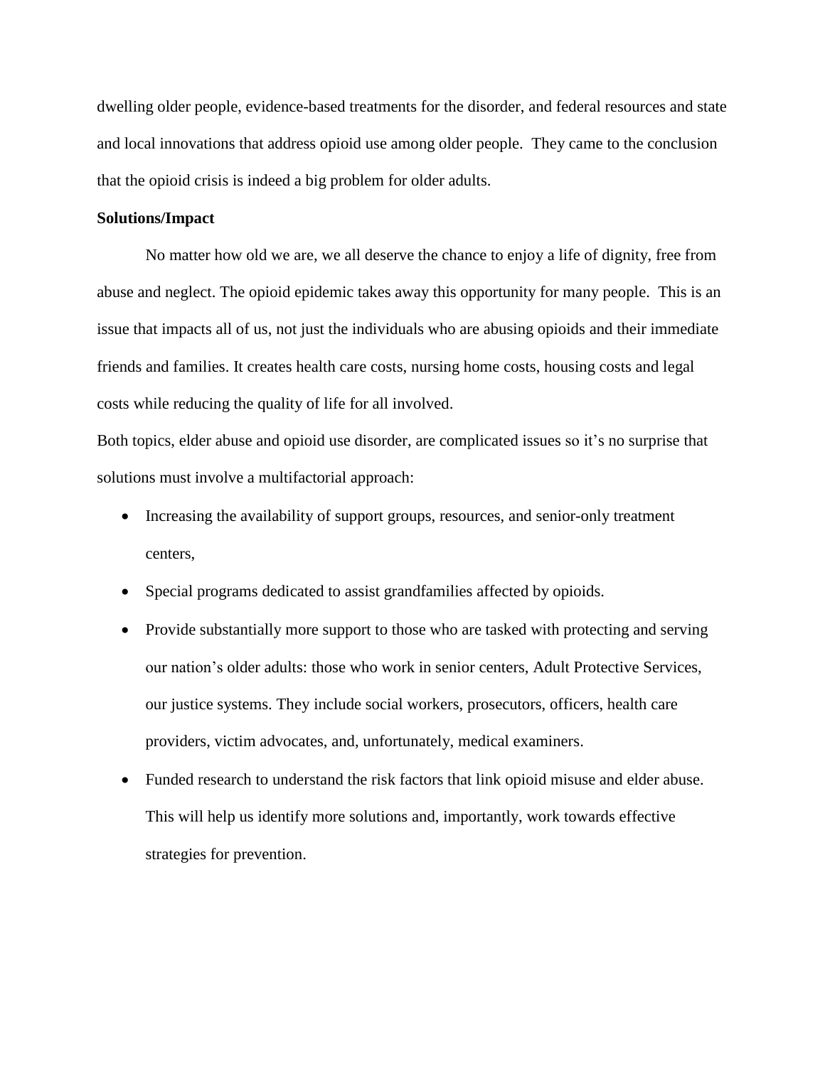dwelling older people, evidence-based treatments for the disorder, and federal resources and state and local innovations that address opioid use among older people. They came to the conclusion that the opioid crisis is indeed a big problem for older adults.

**Solutions/Impact**

No matter how old we are, we all deserve the chance to enjoy a life of dignity, free from abuse and neglect. The opioid epidemic takes away this opportunity for many people. This is an issue that impacts all of us, not just the individuals who are abusing opioids and their immediate friends and families. It creates health care costs, nursing home costs, housing costs and legal costs while reducing the quality of life for all involved.

Both topics, elder abuse and opioid use disorder, are complicated issues so it's no surprise that solutions must involve a multifactorial approach:

- Increasing the availability of support groups, resources, and senior-only treatment centers,
- Special programs dedicated to assist grandfamilies affected by opioids.
- Provide substantially more support to those who are tasked with protecting and serving our nation's older adults: those who work in senior centers, Adult Protective Services, our justice systems. They include social workers, prosecutors, officers, health care providers, victim advocates, and, unfortunately, medical examiners.
- Funded research to understand the risk factors that link opioid misuse and elder abuse. This will help us identify more solutions and, importantly, work towards effective strategies for prevention.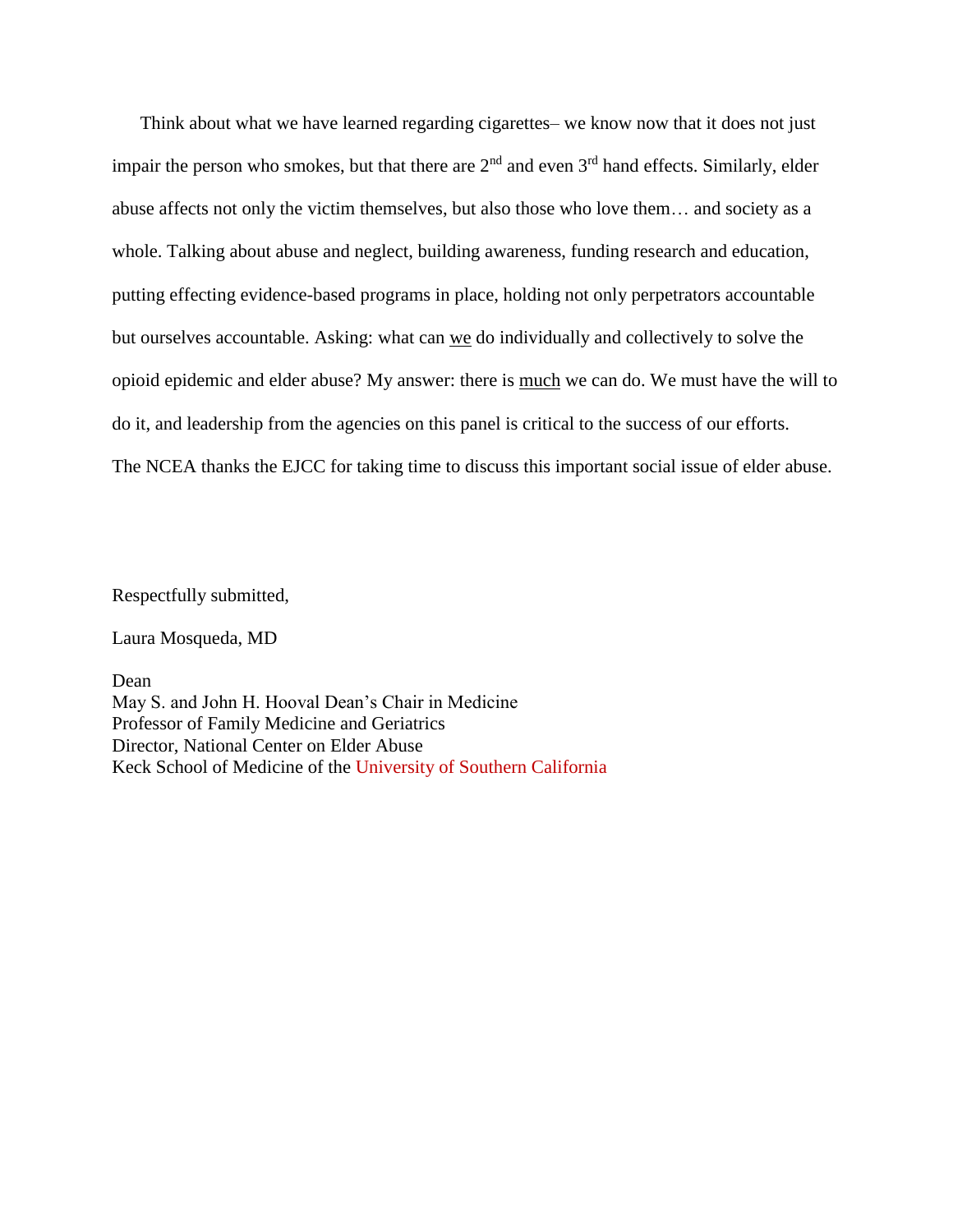Think about what we have learned regarding cigarettes– we know now that it does not just impair the person who smokes, but that there are 2nd and even 3rd hand effects. Similarly, elder abuse affects not only the victim themselves, but also those who love them… and society as a whole. Talking about abuse and neglect, building awareness, funding research and education, putting effecting evidence-based programs in place, holding not only perpetrators accountable but ourselves accountable. Asking: what can <u>we</u> do individually and collectively to solve the opioid epidemic and elder abuse? My answer: there is <u>much</u> we can do. We must have the will to do it, and leadership from the agencies on this panel is critical to the success of our efforts. The NCEA thanks the EJCC for taking time to discuss this important social issue of elder abuse.

Respectfully submitted,

Laura Mosqueda, MD

Dean
May S. and John H. Hooval Dean's Chair in Medicine
Professor of Family Medicine and Geriatrics
Director, National Center on Elder Abuse
Keck School of Medicine of the University of Southern California